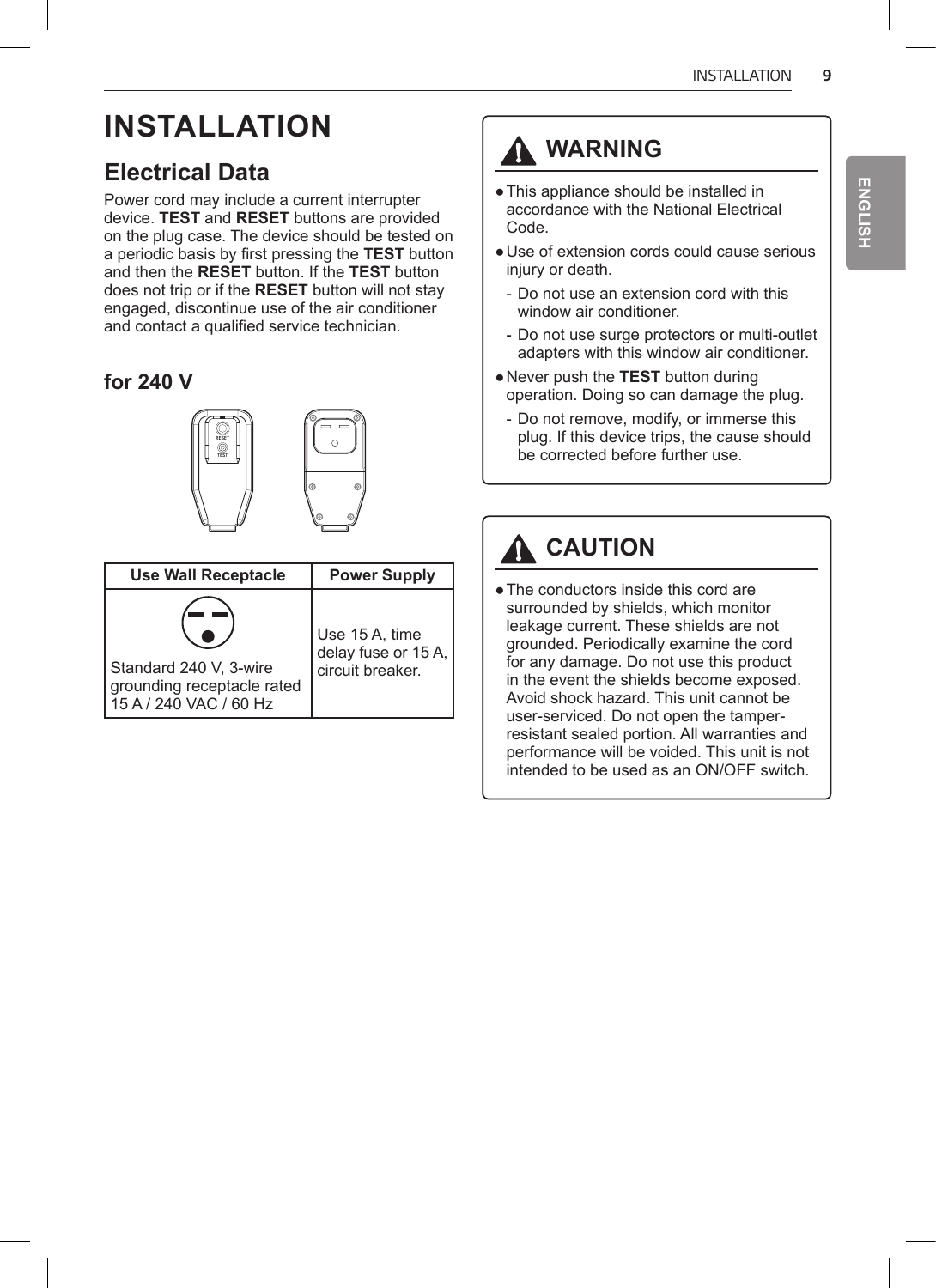# INSTALLATION

## Electrical Data

Power cord may include a current interrupter device. **TEST** and **RESET** buttons are provided on the plug case. The device should be tested on a periodic basis by first pressing the **TEST** button and then the **RESET** button. If the **TEST** button does not trip or if the **RESET** button will not stay engaged, discontinue use of the air conditioner and contact a qualified service technician.

### for 240 V

| Use Wall Receptacle | Power Supply |
| --- | --- |
| Standard 240 V, 3-wire grounding receptacle rated 15 A / 240 VAC / 60 Hz | Use 15 A, time delay fuse or 15 A, circuit breaker. |

### WARNING

- This appliance should be installed in accordance with the National Electrical Code.
- Use of extension cords could cause serious injury or death.
  - Do not use an extension cord with this window air conditioner.
  - Do not use surge protectors or multi-outlet adapters with this window air conditioner.
- Never push the **TEST** button during operation. Doing so can damage the plug.
  - Do not remove, modify, or immerse this plug. If this device trips, the cause should be corrected before further use.

### CAUTION

- The conductors inside this cord are surrounded by shields, which monitor leakage current. These shields are not grounded. Periodically examine the cord for any damage. Do not use this product in the event the shields become exposed. Avoid shock hazard. This unit cannot be user-serviced. Do not open the tamper-resistant sealed portion. All warranties and performance will be voided. This unit is not intended to be used as an ON/OFF switch.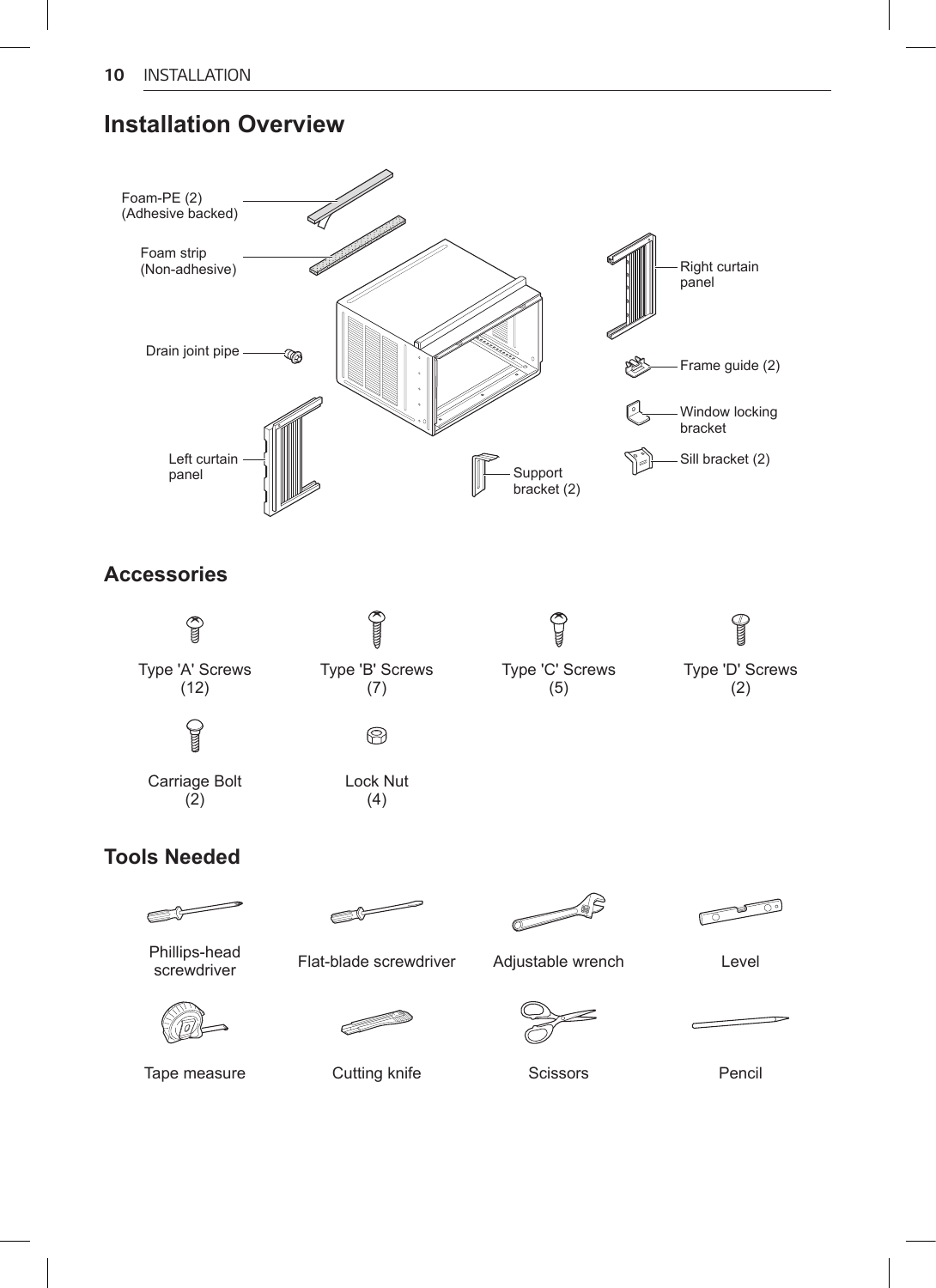## Installation Overview

Foam-PE (2) (Adhesive backed)

Foam strip (Non-adhesive)

Drain joint pipe

Left curtain panel

Support bracket (2)

Right curtain panel

Frame guide (2)

Window locking bracket

Sill bracket (2)

## Accessories

| | | | |
|---|---|---|---|
| Type 'A' Screws (12) | Type 'B' Screws (7) | Type 'C' Screws (5) | Type 'D' Screws (2) |
| Carriage Bolt (2) | Lock Nut (4) | | |

## Tools Needed

| | | | |
|---|---|---|---|
| Phillips-head screwdriver | Flat-blade screwdriver | Adjustable wrench | Level |
| Tape measure | Cutting knife | Scissors | Pencil |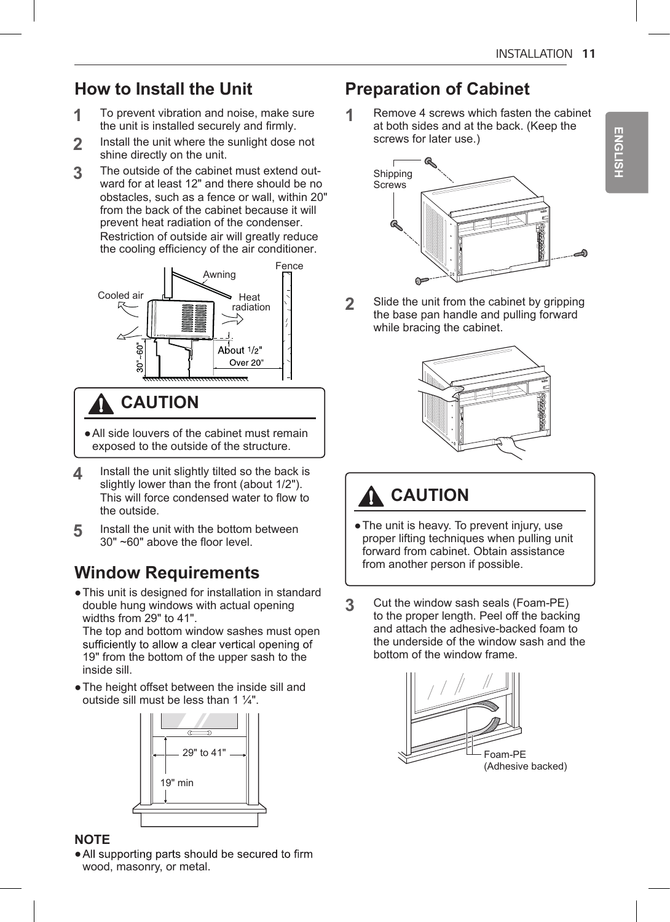## How to Install the Unit

1. To prevent vibration and noise, make sure the unit is installed securely and firmly.
2. Install the unit where the sunlight dose not shine directly on the unit.
3. The outside of the cabinet must extend outward for at least 12" and there should be no obstacles, such as a fence or wall, within 20" from the back of the cabinet because it will prevent heat radiation of the condenser. Restriction of outside air will greatly reduce the cooling efficiency of the air conditioner.

Awning, Fence, Cooled air, Heat radiation, 30"~60", About 1/2", Over 20"

> **⚠ CAUTION**
>
> - All side louvers of the cabinet must remain exposed to the outside of the structure.

4. Install the unit slightly tilted so the back is slightly lower than the front (about 1/2"). This will force condensed water to flow to the outside.
5. Install the unit with the bottom between 30" ~60" above the floor level.

## Window Requirements

- This unit is designed for installation in standard double hung windows with actual opening widths from 29" to 41".
  The top and bottom window sashes must open sufficiently to allow a clear vertical opening of 19" from the bottom of the upper sash to the inside sill.
- The height offset between the inside sill and outside sill must be less than 1 ¼".

29" to 41"
19" min

**NOTE**

- All supporting parts should be secured to firm wood, masonry, or metal.

## Preparation of Cabinet

1. Remove 4 screws which fasten the cabinet at both sides and at the back. (Keep the screws for later use.)

Shipping Screws

2. Slide the unit from the cabinet by gripping the base pan handle and pulling forward while bracing the cabinet.

> **⚠ CAUTION**
>
> - The unit is heavy. To prevent injury, use proper lifting techniques when pulling unit forward from cabinet. Obtain assistance from another person if possible.

3. Cut the window sash seals (Foam-PE) to the proper length. Peel off the backing and attach the adhesive-backed foam to the underside of the window sash and the bottom of the window frame.

Foam-PE (Adhesive backed)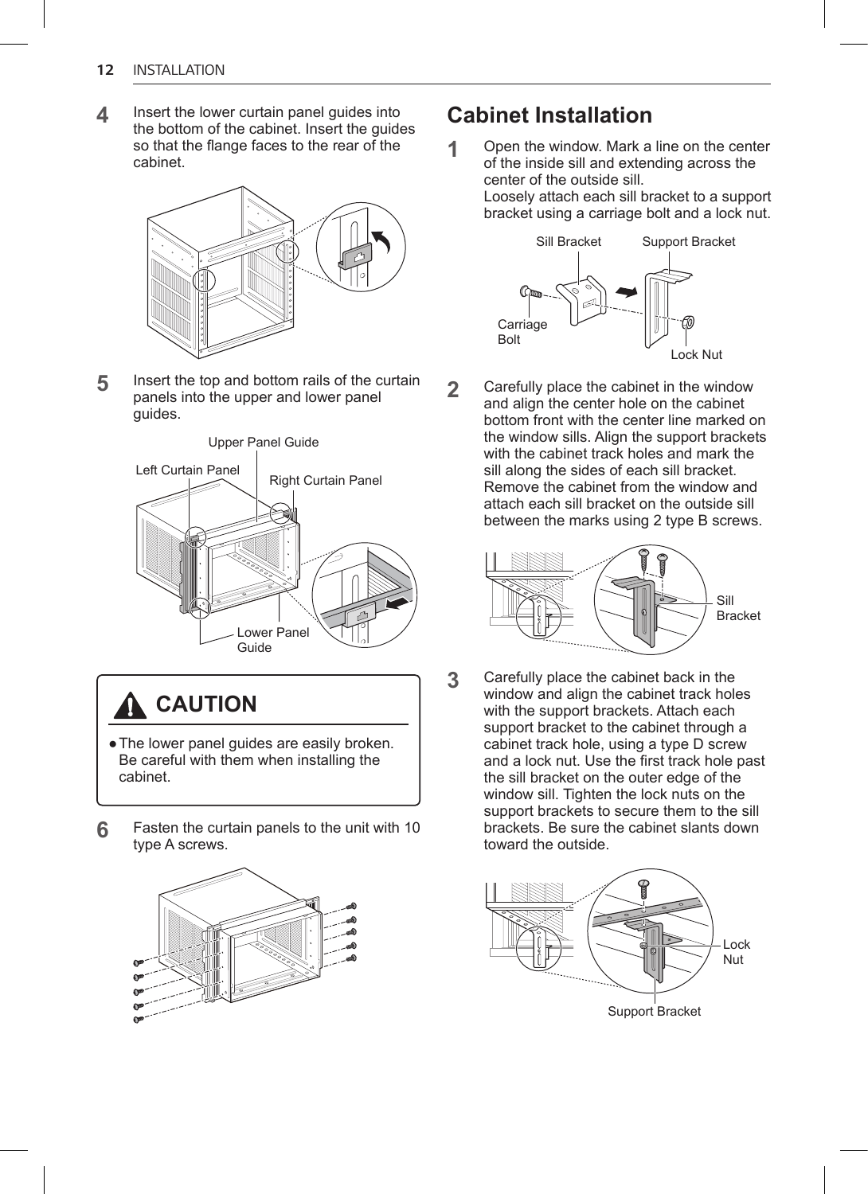4. Insert the lower curtain panel guides into the bottom of the cabinet. Insert the guides so that the flange faces to the rear of the cabinet.

5. Insert the top and bottom rails of the curtain panels into the upper and lower panel guides.

Upper Panel Guide

Left Curtain Panel

Right Curtain Panel

Lower Panel Guide

> ⚠ **CAUTION**
>
> - The lower panel guides are easily broken. Be careful with them when installing the cabinet.

6. Fasten the curtain panels to the unit with 10 type A screws.

## Cabinet Installation

1. Open the window. Mark a line on the center of the inside sill and extending across the center of the outside sill.
   Loosely attach each sill bracket to a support bracket using a carriage bolt and a lock nut.

Sill Bracket

Support Bracket

Carriage Bolt

Lock Nut

2. Carefully place the cabinet in the window and align the center hole on the cabinet bottom front with the center line marked on the window sills. Align the support brackets with the cabinet track holes and mark the sill along the sides of each sill bracket. Remove the cabinet from the window and attach each sill bracket on the outside sill between the marks using 2 type B screws.

Sill Bracket

3. Carefully place the cabinet back in the window and align the cabinet track holes with the support brackets. Attach each support bracket to the cabinet through a cabinet track hole, using a type D screw and a lock nut. Use the first track hole past the sill bracket on the outer edge of the window sill. Tighten the lock nuts on the support brackets to secure them to the sill brackets. Be sure the cabinet slants down toward the outside.

Lock Nut

Support Bracket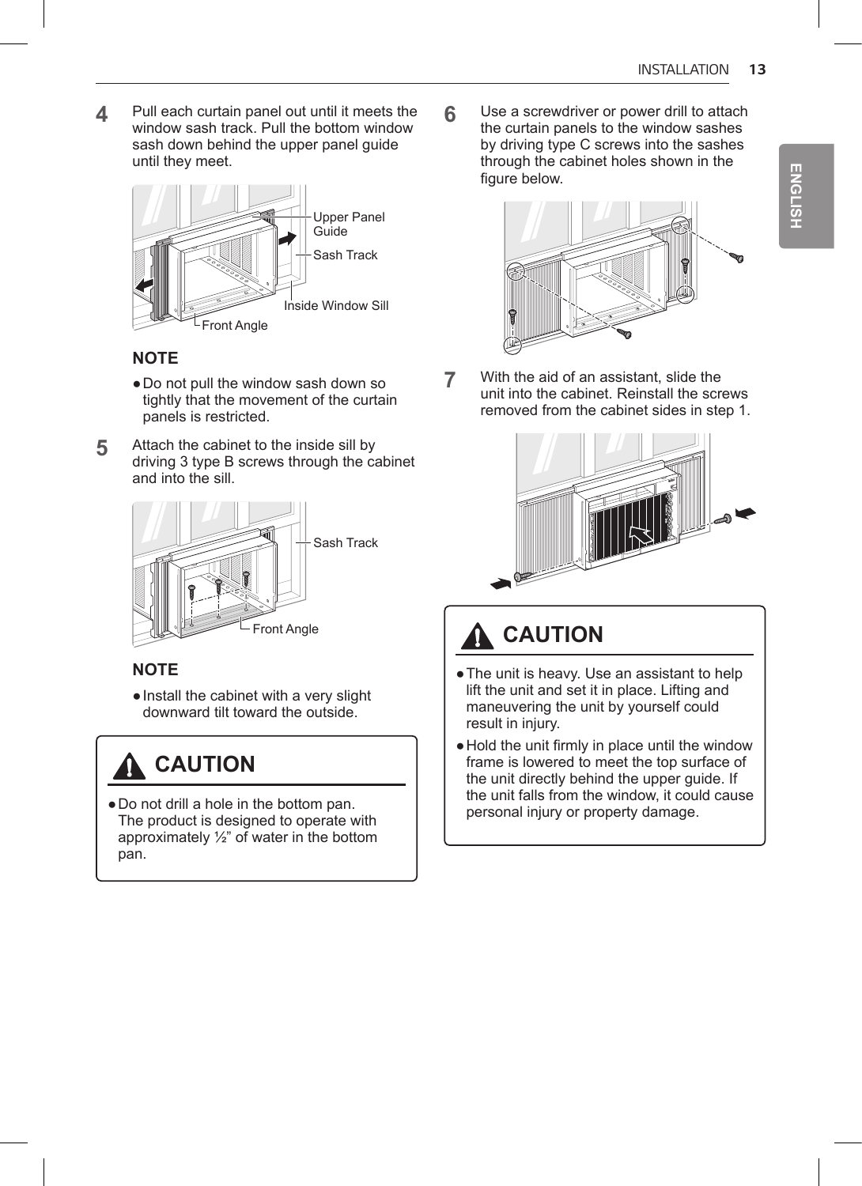4. Pull each curtain panel out until it meets the window sash track. Pull the bottom window sash down behind the upper panel guide until they meet.

Upper Panel Guide
Sash Track
Inside Window Sill
Front Angle

**NOTE**

- Do not pull the window sash down so tightly that the movement of the curtain panels is restricted.

5. Attach the cabinet to the inside sill by driving 3 type B screws through the cabinet and into the sill.

Sash Track
Front Angle

**NOTE**

- Install the cabinet with a very slight downward tilt toward the outside.

> ### ⚠ CAUTION
>
> - Do not drill a hole in the bottom pan. The product is designed to operate with approximately ½" of water in the bottom pan.

6. Use a screwdriver or power drill to attach the curtain panels to the window sashes by driving type C screws into the sashes through the cabinet holes shown in the figure below.

7. With the aid of an assistant, slide the unit into the cabinet. Reinstall the screws removed from the cabinet sides in step 1.

> ### ⚠ CAUTION
>
> - The unit is heavy. Use an assistant to help lift the unit and set it in place. Lifting and maneuvering the unit by yourself could result in injury.
> - Hold the unit firmly in place until the window frame is lowered to meet the top surface of the unit directly behind the upper guide. If the unit falls from the window, it could cause personal injury or property damage.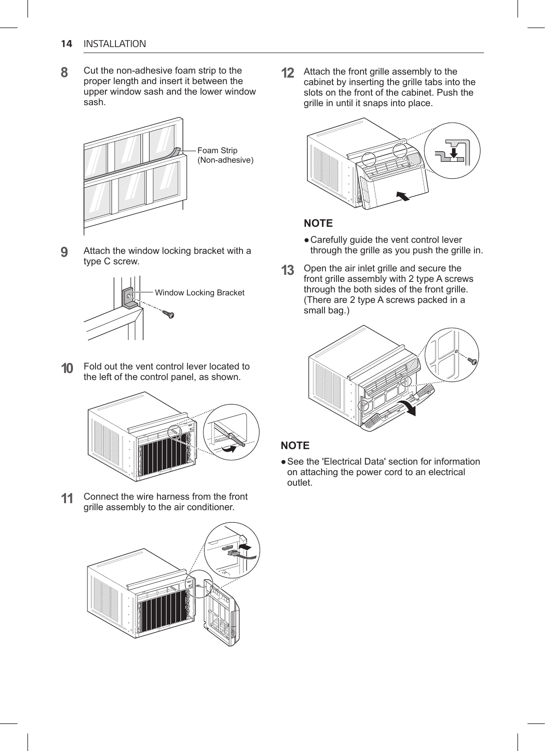8. Cut the non-adhesive foam strip to the proper length and insert it between the upper window sash and the lower window sash.

Foam Strip (Non-adhesive)

9. Attach the window locking bracket with a type C screw.

Window Locking Bracket

10. Fold out the vent control lever located to the left of the control panel, as shown.

11. Connect the wire harness from the front grille assembly to the air conditioner.

12. Attach the front grille assembly to the cabinet by inserting the grille tabs into the slots on the front of the cabinet. Push the grille in until it snaps into place.

**NOTE**

- Carefully guide the vent control lever through the grille as you push the grille in.

13. Open the air inlet grille and secure the front grille assembly with 2 type A screws through the both sides of the front grille. (There are 2 type A screws packed in a small bag.)

**NOTE**

- See the 'Electrical Data' section for information on attaching the power cord to an electrical outlet.